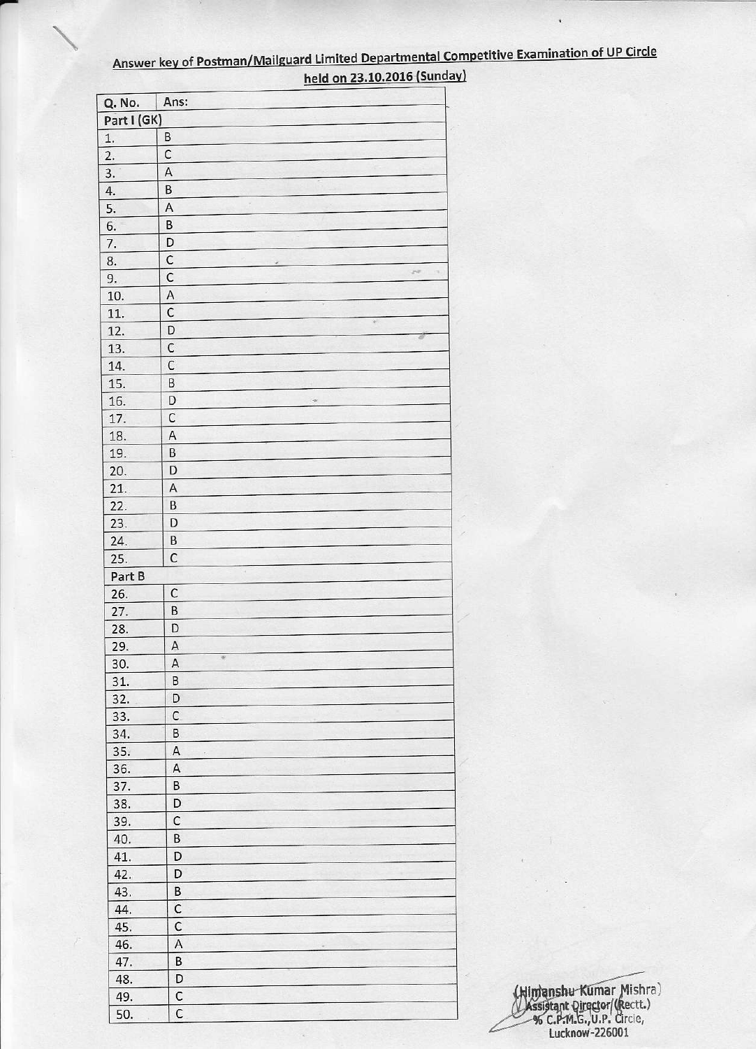## Answer key of Postman/Mailguard Limited Departmental Competitive Examination of UP Circle held on 23.10.2016 (Sunday)

| Q. No. | Ans: |
|---|---|
| Part I (GK) | |
| 1. | B |
| 2. | C |
| 3. | A |
| 4. | B |
| 5. | A |
| 6. | B |
| 7. | D |
| 8. | C |
| 9. | C |
| 10. | A |
| 11. | C |
| 12. | D |
| 13. | C |
| 14. | C |
| 15. | B |
| 16. | D |
| 17. | C |
| 18. | A |
| 19. | B |
| 20. | D |
| 21. | A |
| 22. | B |
| 23. | D |
| 24. | B |
| 25. | C |
| Part B | |
| 26. | C |
| 27. | B |
| 28. | D |
| 29. | A |
| 30. | A |
| 31. | B |
| 32. | D |
| 33. | C |
| 34. | B |
| 35. | A |
| 36. | A |
| 37. | B |
| 38. | D |
| 39. | C |
| 40. | B |
| 41. | D |
| 42. | D |
| 43. | B |
| 44. | C |
| 45. | C |
| 46. | A |
| 47. | B |
| 48. | D |
| 49. | C |
| 50. | C |

(Himanshu Kumar Mishra)
Assistant Director (Rectt.)
% C.P.M.G., U.P. Circle,
Lucknow-226001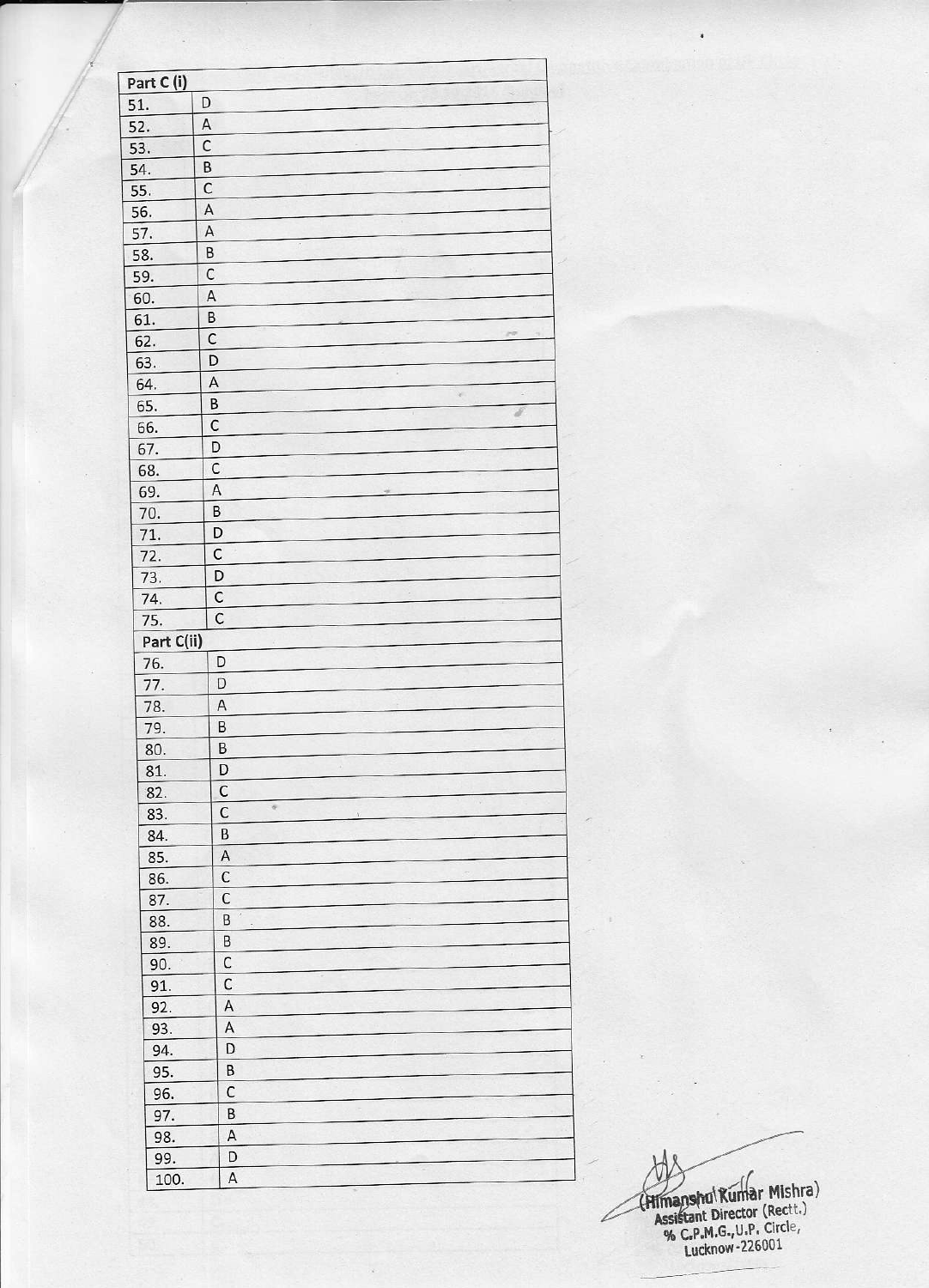| Part C (i) | |
|---|---|
| 51. | D |
| 52. | A |
| 53. | C |
| 54. | B |
| 55. | C |
| 56. | A |
| 57. | A |
| 58. | B |
| 59. | C |
| 60. | A |
| 61. | B |
| 62. | C |
| 63. | D |
| 64. | A |
| 65. | B |
| 66. | C |
| 67. | D |
| 68. | C |
| 69. | A |
| 70. | B |
| 71. | D |
| 72. | C |
| 73. | D |
| 74. | C |
| 75. | C |
| **Part C(ii)** | |
| 76. | D |
| 77. | D |
| 78. | A |
| 79. | B |
| 80. | B |
| 81. | D |
| 82. | C |
| 83. | C |
| 84. | B |
| 85. | A |
| 86. | C |
| 87. | C |
| 88. | B |
| 89. | B |
| 90. | C |
| 91. | C |
| 92. | A |
| 93. | A |
| 94. | D |
| 95. | B |
| 96. | C |
| 97. | B |
| 98. | A |
| 99. | D |
| 100. | A |

(Himanshu Kumar Mishra)
Assistant Director (Rectt.)
% C.P.M.G., U.P. Circle,
Lucknow-226001